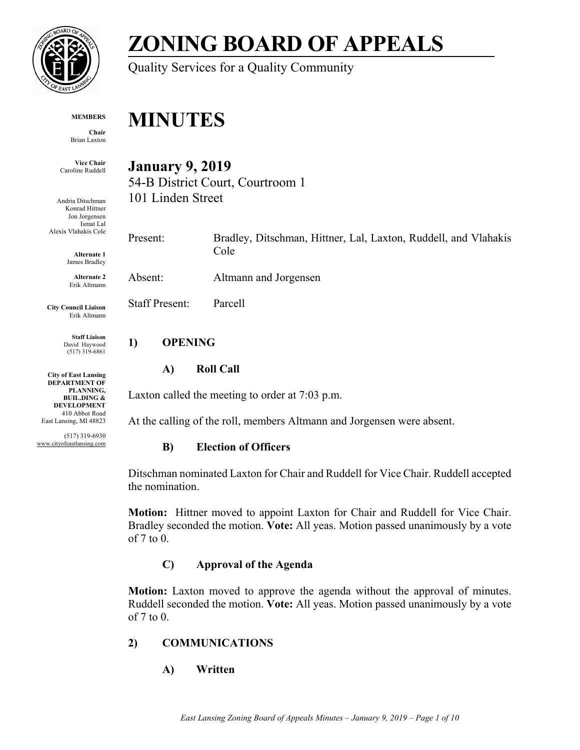# ZONING BOARD OF APPEALS

Quality Services for a Quality Community

**MEMBERS**

**Chair**
Brian Laxton

**Vice Chair**
Caroline Ruddell

Andria Ditschman
Konrad Hittner
Jon Jorgensen
Ismat Lal
Alexis Vlahakis Cole

**Alternate 1**
James Bradley

**Alternate 2**
Erik Altmann

**City Council Liaison**
Erik Altmann

**Staff Liaison**
David Haywood
(517) 319-6861

**City of East Lansing DEPARTMENT OF PLANNING, BUILDING & DEVELOPMENT**
410 Abbot Road
East Lansing, MI 48823

(517) 319-6930
www.cityofeastlansing.com

# MINUTES

## January 9, 2019

54-B District Court, Courtroom 1
101 Linden Street

| | |
|---|---|
| Present: | Bradley, Ditschman, Hittner, Lal, Laxton, Ruddell, and Vlahakis Cole |
| Absent: | Altmann and Jorgensen |
| Staff Present: | Parcell |

### 1) OPENING

#### A) Roll Call

Laxton called the meeting to order at 7:03 p.m.

At the calling of the roll, members Altmann and Jorgensen were absent.

#### B) Election of Officers

Ditschman nominated Laxton for Chair and Ruddell for Vice Chair. Ruddell accepted the nomination.

**Motion:** Hittner moved to appoint Laxton for Chair and Ruddell for Vice Chair. Bradley seconded the motion. **Vote:** All yeas. Motion passed unanimously by a vote of 7 to 0.

#### C) Approval of the Agenda

**Motion:** Laxton moved to approve the agenda without the approval of minutes. Ruddell seconded the motion. **Vote:** All yeas. Motion passed unanimously by a vote of 7 to 0.

### 2) COMMUNICATIONS

#### A) Written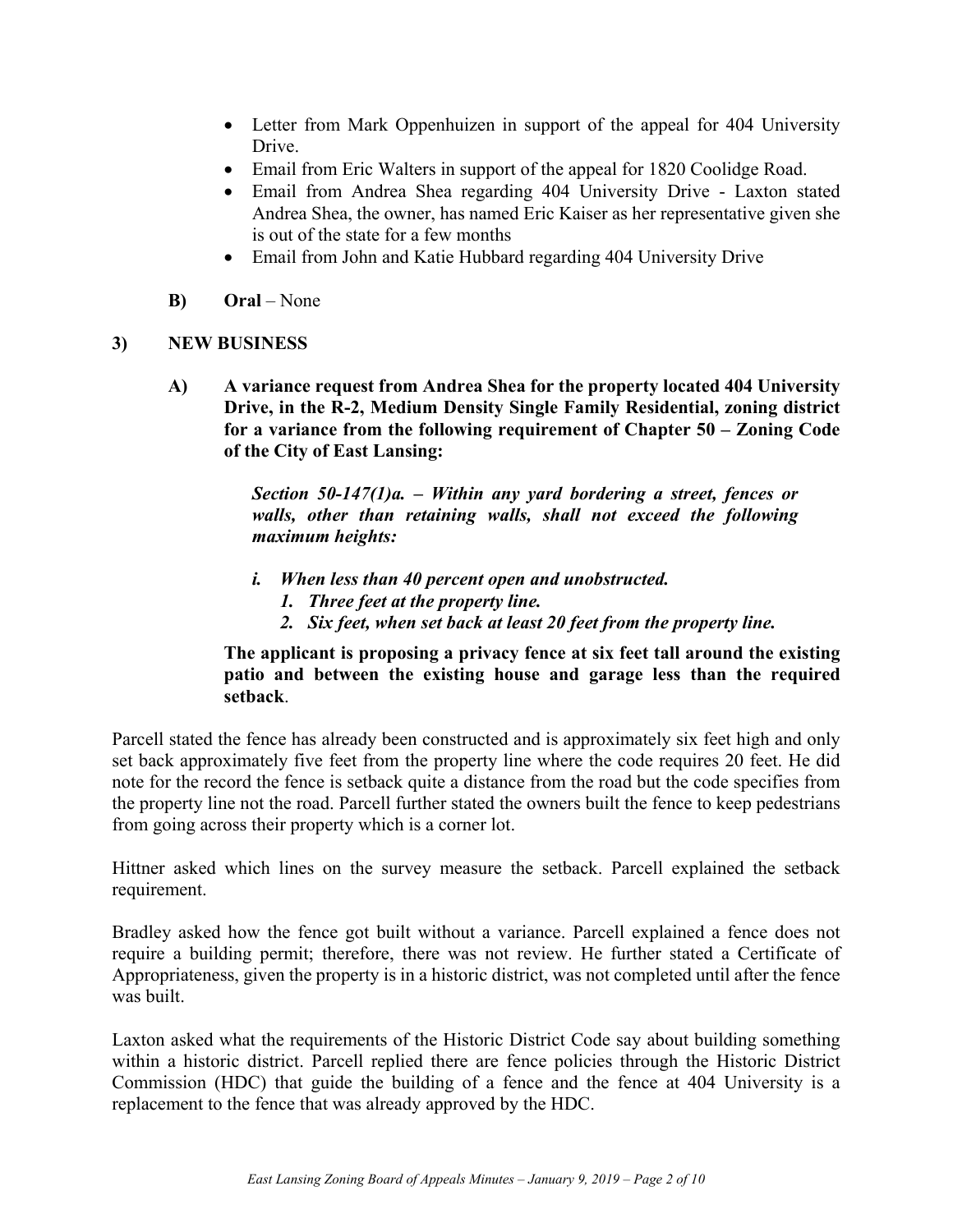- Letter from Mark Oppenhuizen in support of the appeal for 404 University Drive.
- Email from Eric Walters in support of the appeal for 1820 Coolidge Road.
- Email from Andrea Shea regarding 404 University Drive - Laxton stated Andrea Shea, the owner, has named Eric Kaiser as her representative given she is out of the state for a few months
- Email from John and Katie Hubbard regarding 404 University Drive

**B) Oral** – None

**3) NEW BUSINESS**

**A) A variance request from Andrea Shea for the property located 404 University Drive, in the R-2, Medium Density Single Family Residential, zoning district for a variance from the following requirement of Chapter 50 – Zoning Code of the City of East Lansing:**

> ***Section 50-147(1)a. – Within any yard bordering a street, fences or walls, other than retaining walls, shall not exceed the following maximum heights:***
>
> ***i. When less than 40 percent open and unobstructed.***
> ***1. Three feet at the property line.***
> ***2. Six feet, when set back at least 20 feet from the property line.***

**The applicant is proposing a privacy fence at six feet tall around the existing patio and between the existing house and garage less than the required setback**.

Parcell stated the fence has already been constructed and is approximately six feet high and only set back approximately five feet from the property line where the code requires 20 feet. He did note for the record the fence is setback quite a distance from the road but the code specifies from the property line not the road. Parcell further stated the owners built the fence to keep pedestrians from going across their property which is a corner lot.

Hittner asked which lines on the survey measure the setback. Parcell explained the setback requirement.

Bradley asked how the fence got built without a variance. Parcell explained a fence does not require a building permit; therefore, there was not review. He further stated a Certificate of Appropriateness, given the property is in a historic district, was not completed until after the fence was built.

Laxton asked what the requirements of the Historic District Code say about building something within a historic district. Parcell replied there are fence policies through the Historic District Commission (HDC) that guide the building of a fence and the fence at 404 University is a replacement to the fence that was already approved by the HDC.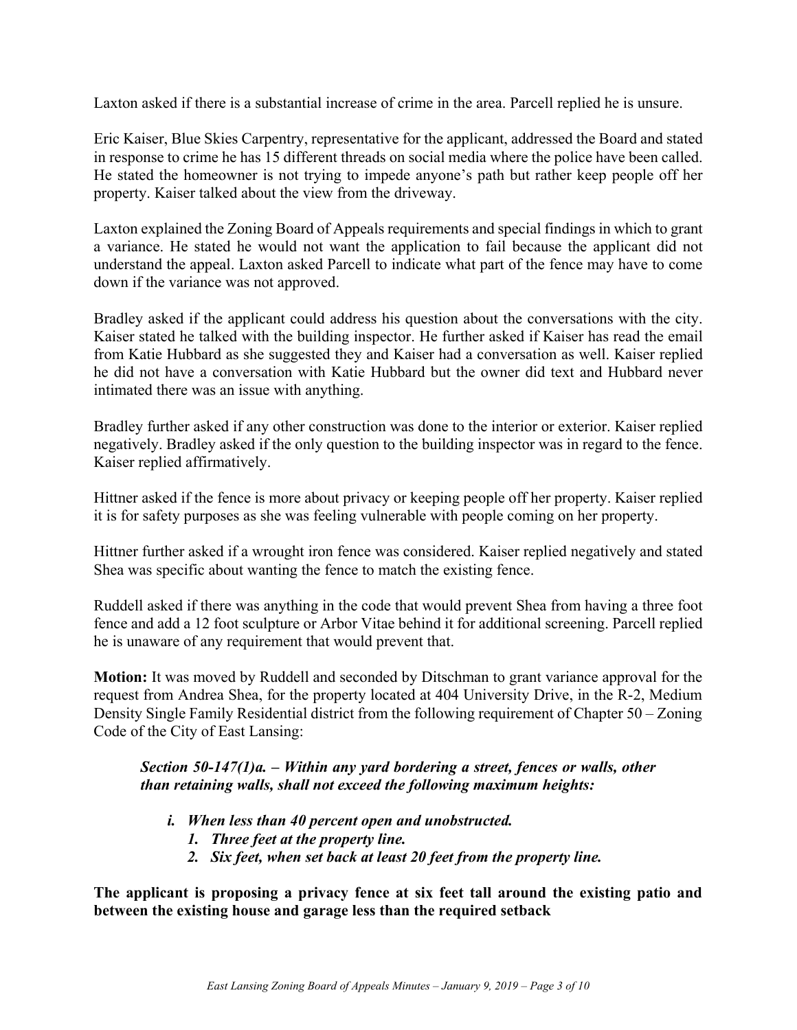Laxton asked if there is a substantial increase of crime in the area. Parcell replied he is unsure.

Eric Kaiser, Blue Skies Carpentry, representative for the applicant, addressed the Board and stated in response to crime he has 15 different threads on social media where the police have been called. He stated the homeowner is not trying to impede anyone's path but rather keep people off her property. Kaiser talked about the view from the driveway.

Laxton explained the Zoning Board of Appeals requirements and special findings in which to grant a variance. He stated he would not want the application to fail because the applicant did not understand the appeal. Laxton asked Parcell to indicate what part of the fence may have to come down if the variance was not approved.

Bradley asked if the applicant could address his question about the conversations with the city. Kaiser stated he talked with the building inspector. He further asked if Kaiser has read the email from Katie Hubbard as she suggested they and Kaiser had a conversation as well. Kaiser replied he did not have a conversation with Katie Hubbard but the owner did text and Hubbard never intimated there was an issue with anything.

Bradley further asked if any other construction was done to the interior or exterior. Kaiser replied negatively. Bradley asked if the only question to the building inspector was in regard to the fence. Kaiser replied affirmatively.

Hittner asked if the fence is more about privacy or keeping people off her property. Kaiser replied it is for safety purposes as she was feeling vulnerable with people coming on her property.

Hittner further asked if a wrought iron fence was considered. Kaiser replied negatively and stated Shea was specific about wanting the fence to match the existing fence.

Ruddell asked if there was anything in the code that would prevent Shea from having a three foot fence and add a 12 foot sculpture or Arbor Vitae behind it for additional screening. Parcell replied he is unaware of any requirement that would prevent that.

**Motion:** It was moved by Ruddell and seconded by Ditschman to grant variance approval for the request from Andrea Shea, for the property located at 404 University Drive, in the R-2, Medium Density Single Family Residential district from the following requirement of Chapter 50 – Zoning Code of the City of East Lansing:

> ***Section 50-147(1)a. – Within any yard bordering a street, fences or walls, other than retaining walls, shall not exceed the following maximum heights:***
>
> - ***i. When less than 40 percent open and unobstructed.***
>   1. ***Three feet at the property line.***
>   2. ***Six feet, when set back at least 20 feet from the property line.***

**The applicant is proposing a privacy fence at six feet tall around the existing patio and between the existing house and garage less than the required setback**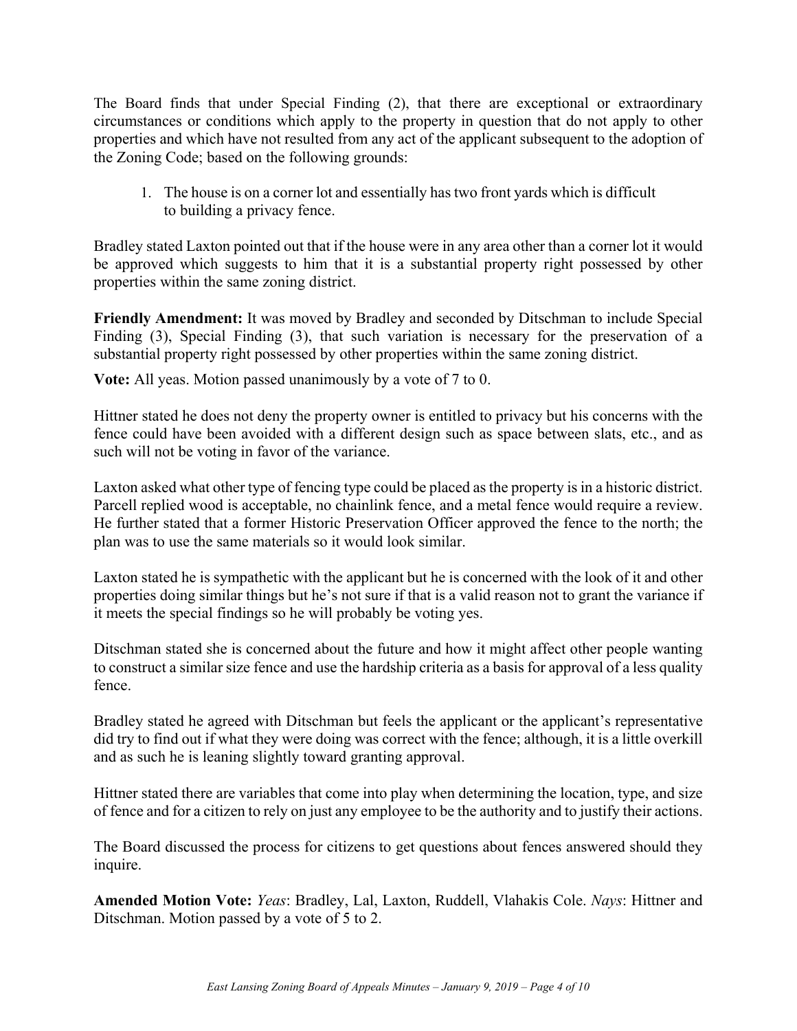The Board finds that under Special Finding (2), that there are exceptional or extraordinary circumstances or conditions which apply to the property in question that do not apply to other properties and which have not resulted from any act of the applicant subsequent to the adoption of the Zoning Code; based on the following grounds:

1. The house is on a corner lot and essentially has two front yards which is difficult to building a privacy fence.

Bradley stated Laxton pointed out that if the house were in any area other than a corner lot it would be approved which suggests to him that it is a substantial property right possessed by other properties within the same zoning district.

**Friendly Amendment:** It was moved by Bradley and seconded by Ditschman to include Special Finding (3), Special Finding (3), that such variation is necessary for the preservation of a substantial property right possessed by other properties within the same zoning district.

**Vote:** All yeas. Motion passed unanimously by a vote of 7 to 0.

Hittner stated he does not deny the property owner is entitled to privacy but his concerns with the fence could have been avoided with a different design such as space between slats, etc., and as such will not be voting in favor of the variance.

Laxton asked what other type of fencing type could be placed as the property is in a historic district. Parcell replied wood is acceptable, no chainlink fence, and a metal fence would require a review. He further stated that a former Historic Preservation Officer approved the fence to the north; the plan was to use the same materials so it would look similar.

Laxton stated he is sympathetic with the applicant but he is concerned with the look of it and other properties doing similar things but he's not sure if that is a valid reason not to grant the variance if it meets the special findings so he will probably be voting yes.

Ditschman stated she is concerned about the future and how it might affect other people wanting to construct a similar size fence and use the hardship criteria as a basis for approval of a less quality fence.

Bradley stated he agreed with Ditschman but feels the applicant or the applicant's representative did try to find out if what they were doing was correct with the fence; although, it is a little overkill and as such he is leaning slightly toward granting approval.

Hittner stated there are variables that come into play when determining the location, type, and size of fence and for a citizen to rely on just any employee to be the authority and to justify their actions.

The Board discussed the process for citizens to get questions about fences answered should they inquire.

**Amended Motion Vote:** *Yeas*: Bradley, Lal, Laxton, Ruddell, Vlahakis Cole. *Nays*: Hittner and Ditschman. Motion passed by a vote of 5 to 2.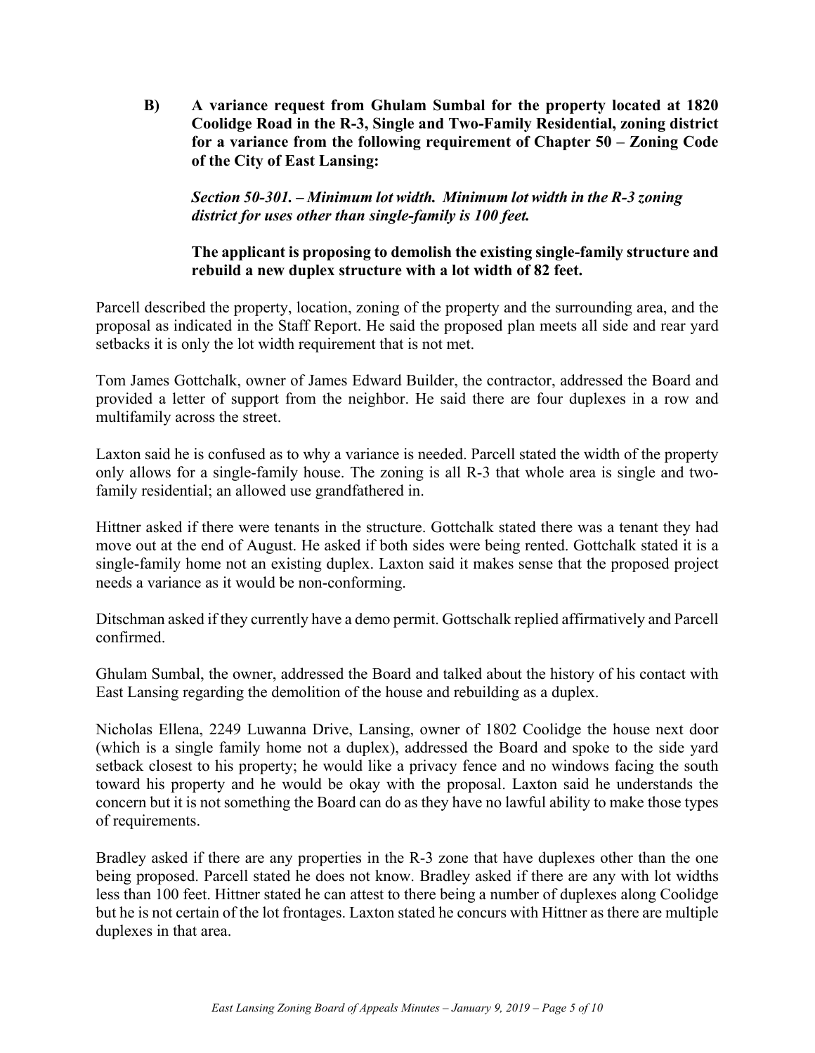**B) A variance request from Ghulam Sumbal for the property located at 1820 Coolidge Road in the R-3, Single and Two-Family Residential, zoning district for a variance from the following requirement of Chapter 50 – Zoning Code of the City of East Lansing:**

***Section 50-301. – Minimum lot width. Minimum lot width in the R-3 zoning district for uses other than single-family is 100 feet.***

**The applicant is proposing to demolish the existing single-family structure and rebuild a new duplex structure with a lot width of 82 feet.**

Parcell described the property, location, zoning of the property and the surrounding area, and the proposal as indicated in the Staff Report. He said the proposed plan meets all side and rear yard setbacks it is only the lot width requirement that is not met.

Tom James Gottchalk, owner of James Edward Builder, the contractor, addressed the Board and provided a letter of support from the neighbor. He said there are four duplexes in a row and multifamily across the street.

Laxton said he is confused as to why a variance is needed. Parcell stated the width of the property only allows for a single-family house. The zoning is all R-3 that whole area is single and two-family residential; an allowed use grandfathered in.

Hittner asked if there were tenants in the structure. Gottchalk stated there was a tenant they had move out at the end of August. He asked if both sides were being rented. Gottchalk stated it is a single-family home not an existing duplex. Laxton said it makes sense that the proposed project needs a variance as it would be non-conforming.

Ditschman asked if they currently have a demo permit. Gottschalk replied affirmatively and Parcell confirmed.

Ghulam Sumbal, the owner, addressed the Board and talked about the history of his contact with East Lansing regarding the demolition of the house and rebuilding as a duplex.

Nicholas Ellena, 2249 Luwanna Drive, Lansing, owner of 1802 Coolidge the house next door (which is a single family home not a duplex), addressed the Board and spoke to the side yard setback closest to his property; he would like a privacy fence and no windows facing the south toward his property and he would be okay with the proposal. Laxton said he understands the concern but it is not something the Board can do as they have no lawful ability to make those types of requirements.

Bradley asked if there are any properties in the R-3 zone that have duplexes other than the one being proposed. Parcell stated he does not know. Bradley asked if there are any with lot widths less than 100 feet. Hittner stated he can attest to there being a number of duplexes along Coolidge but he is not certain of the lot frontages. Laxton stated he concurs with Hittner as there are multiple duplexes in that area.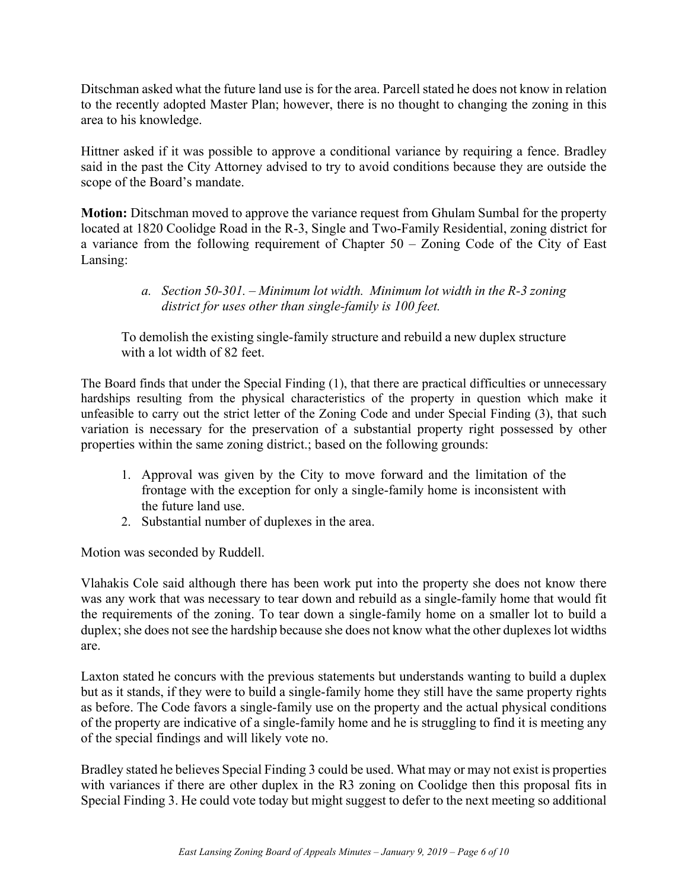Ditschman asked what the future land use is for the area. Parcell stated he does not know in relation to the recently adopted Master Plan; however, there is no thought to changing the zoning in this area to his knowledge.

Hittner asked if it was possible to approve a conditional variance by requiring a fence. Bradley said in the past the City Attorney advised to try to avoid conditions because they are outside the scope of the Board's mandate.

**Motion:** Ditschman moved to approve the variance request from Ghulam Sumbal for the property located at 1820 Coolidge Road in the R-3, Single and Two-Family Residential, zoning district for a variance from the following requirement of Chapter 50 – Zoning Code of the City of East Lansing:

> a. *Section 50-301. – Minimum lot width. Minimum lot width in the R-3 zoning district for uses other than single-family is 100 feet.*

To demolish the existing single-family structure and rebuild a new duplex structure with a lot width of 82 feet.

The Board finds that under the Special Finding (1), that there are practical difficulties or unnecessary hardships resulting from the physical characteristics of the property in question which make it unfeasible to carry out the strict letter of the Zoning Code and under Special Finding (3), that such variation is necessary for the preservation of a substantial property right possessed by other properties within the same zoning district.; based on the following grounds:

1. Approval was given by the City to move forward and the limitation of the frontage with the exception for only a single-family home is inconsistent with the future land use.
2. Substantial number of duplexes in the area.

Motion was seconded by Ruddell.

Vlahakis Cole said although there has been work put into the property she does not know there was any work that was necessary to tear down and rebuild as a single-family home that would fit the requirements of the zoning. To tear down a single-family home on a smaller lot to build a duplex; she does not see the hardship because she does not know what the other duplexes lot widths are.

Laxton stated he concurs with the previous statements but understands wanting to build a duplex but as it stands, if they were to build a single-family home they still have the same property rights as before. The Code favors a single-family use on the property and the actual physical conditions of the property are indicative of a single-family home and he is struggling to find it is meeting any of the special findings and will likely vote no.

Bradley stated he believes Special Finding 3 could be used. What may or may not exist is properties with variances if there are other duplex in the R3 zoning on Coolidge then this proposal fits in Special Finding 3. He could vote today but might suggest to defer to the next meeting so additional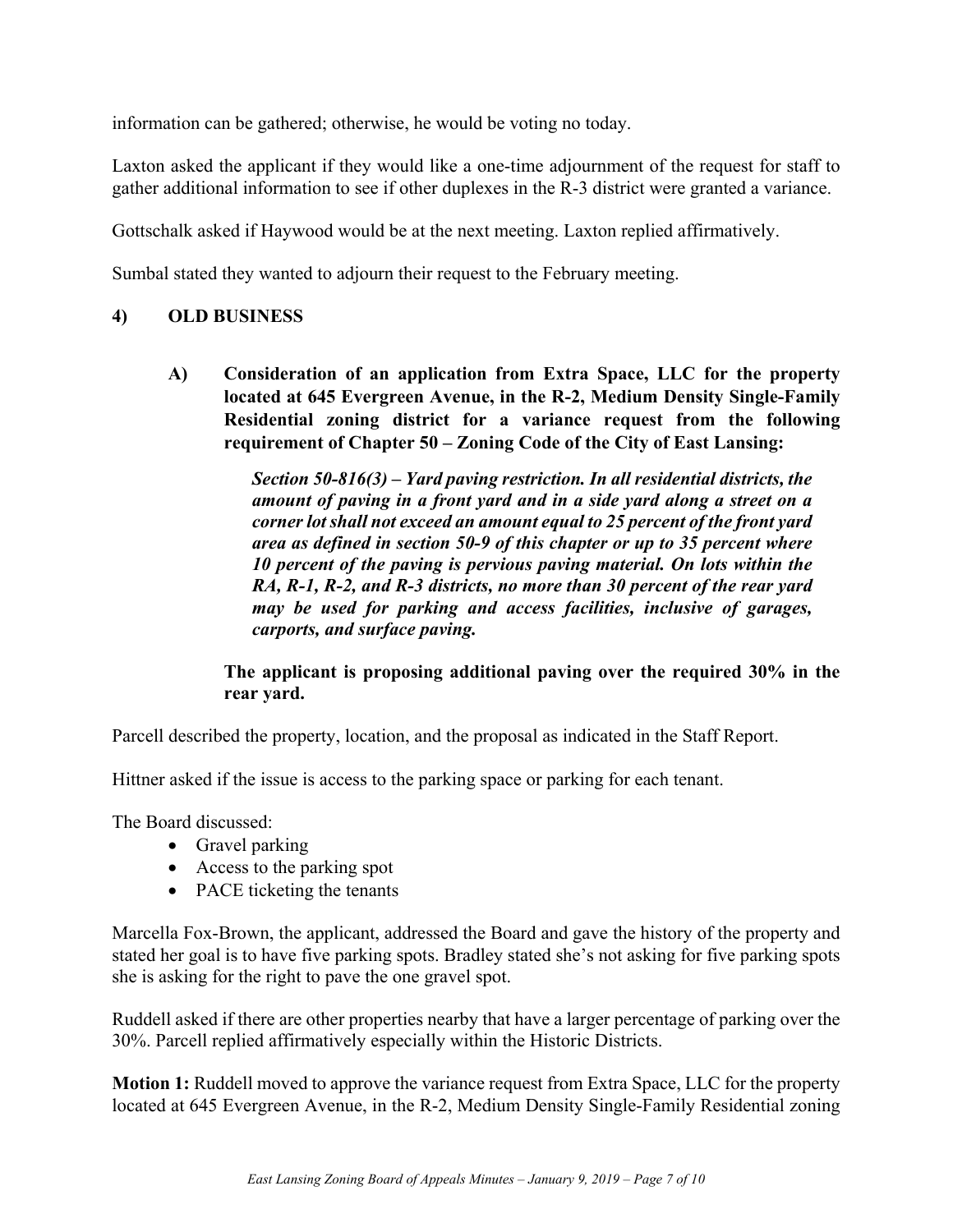information can be gathered; otherwise, he would be voting no today.

Laxton asked the applicant if they would like a one-time adjournment of the request for staff to gather additional information to see if other duplexes in the R-3 district were granted a variance.

Gottschalk asked if Haywood would be at the next meeting. Laxton replied affirmatively.

Sumbal stated they wanted to adjourn their request to the February meeting.

## 4) OLD BUSINESS

**A) Consideration of an application from Extra Space, LLC for the property located at 645 Evergreen Avenue, in the R-2, Medium Density Single-Family Residential zoning district for a variance request from the following requirement of Chapter 50 – Zoning Code of the City of East Lansing:**

> ***Section 50-816(3) – Yard paving restriction. In all residential districts, the amount of paving in a front yard and in a side yard along a street on a corner lot shall not exceed an amount equal to 25 percent of the front yard area as defined in section 50-9 of this chapter or up to 35 percent where 10 percent of the paving is pervious paving material. On lots within the RA, R-1, R-2, and R-3 districts, no more than 30 percent of the rear yard may be used for parking and access facilities, inclusive of garages, carports, and surface paving.***
>
> **The applicant is proposing additional paving over the required 30% in the rear yard.**

Parcell described the property, location, and the proposal as indicated in the Staff Report.

Hittner asked if the issue is access to the parking space or parking for each tenant.

The Board discussed:

- Gravel parking
- Access to the parking spot
- PACE ticketing the tenants

Marcella Fox-Brown, the applicant, addressed the Board and gave the history of the property and stated her goal is to have five parking spots. Bradley stated she's not asking for five parking spots she is asking for the right to pave the one gravel spot.

Ruddell asked if there are other properties nearby that have a larger percentage of parking over the 30%. Parcell replied affirmatively especially within the Historic Districts.

**Motion 1:** Ruddell moved to approve the variance request from Extra Space, LLC for the property located at 645 Evergreen Avenue, in the R-2, Medium Density Single-Family Residential zoning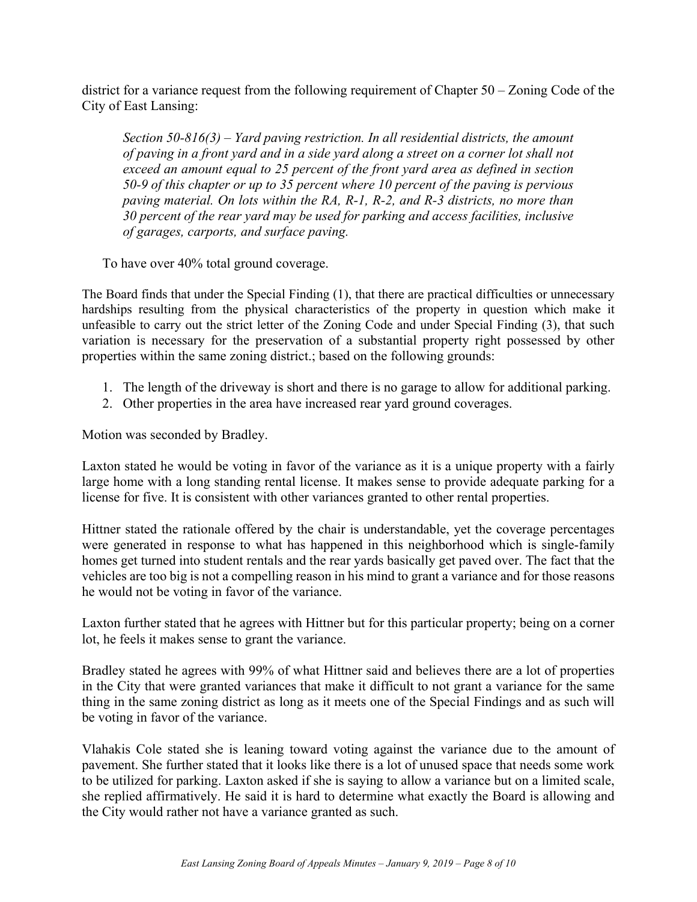district for a variance request from the following requirement of Chapter 50 – Zoning Code of the City of East Lansing:

> *Section 50-816(3) – Yard paving restriction. In all residential districts, the amount of paving in a front yard and in a side yard along a street on a corner lot shall not exceed an amount equal to 25 percent of the front yard area as defined in section 50-9 of this chapter or up to 35 percent where 10 percent of the paving is pervious paving material. On lots within the RA, R-1, R-2, and R-3 districts, no more than 30 percent of the rear yard may be used for parking and access facilities, inclusive of garages, carports, and surface paving.*

To have over 40% total ground coverage.

The Board finds that under the Special Finding (1), that there are practical difficulties or unnecessary hardships resulting from the physical characteristics of the property in question which make it unfeasible to carry out the strict letter of the Zoning Code and under Special Finding (3), that such variation is necessary for the preservation of a substantial property right possessed by other properties within the same zoning district.; based on the following grounds:

1. The length of the driveway is short and there is no garage to allow for additional parking.
2. Other properties in the area have increased rear yard ground coverages.

Motion was seconded by Bradley.

Laxton stated he would be voting in favor of the variance as it is a unique property with a fairly large home with a long standing rental license. It makes sense to provide adequate parking for a license for five. It is consistent with other variances granted to other rental properties.

Hittner stated the rationale offered by the chair is understandable, yet the coverage percentages were generated in response to what has happened in this neighborhood which is single-family homes get turned into student rentals and the rear yards basically get paved over. The fact that the vehicles are too big is not a compelling reason in his mind to grant a variance and for those reasons he would not be voting in favor of the variance.

Laxton further stated that he agrees with Hittner but for this particular property; being on a corner lot, he feels it makes sense to grant the variance.

Bradley stated he agrees with 99% of what Hittner said and believes there are a lot of properties in the City that were granted variances that make it difficult to not grant a variance for the same thing in the same zoning district as long as it meets one of the Special Findings and as such will be voting in favor of the variance.

Vlahakis Cole stated she is leaning toward voting against the variance due to the amount of pavement. She further stated that it looks like there is a lot of unused space that needs some work to be utilized for parking. Laxton asked if she is saying to allow a variance but on a limited scale, she replied affirmatively. He said it is hard to determine what exactly the Board is allowing and the City would rather not have a variance granted as such.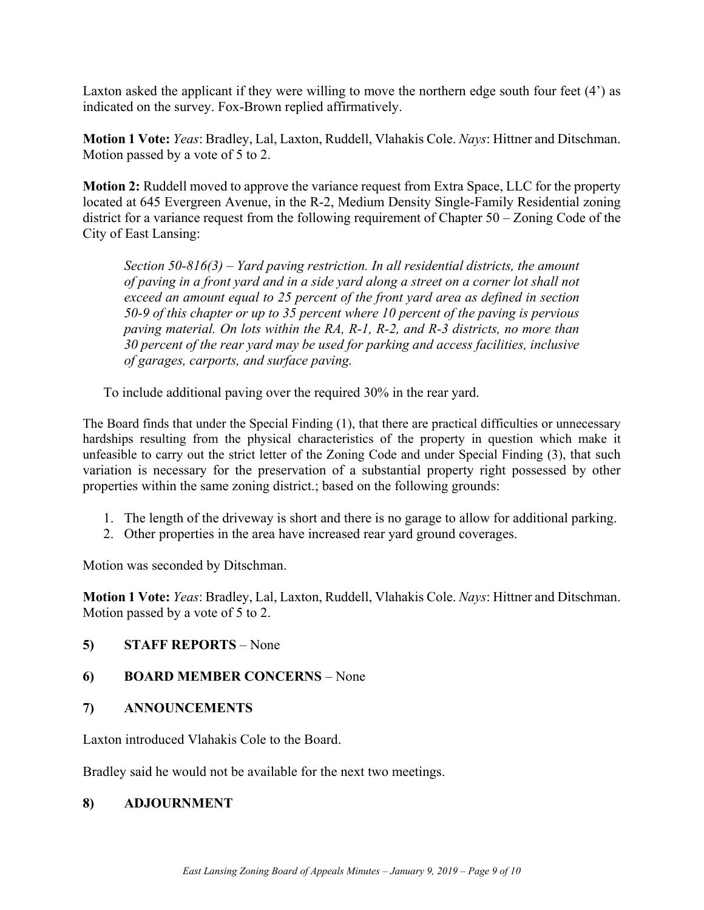Laxton asked the applicant if they were willing to move the northern edge south four feet (4') as indicated on the survey. Fox-Brown replied affirmatively.

**Motion 1 Vote:** *Yeas*: Bradley, Lal, Laxton, Ruddell, Vlahakis Cole. *Nays*: Hittner and Ditschman. Motion passed by a vote of 5 to 2.

**Motion 2:** Ruddell moved to approve the variance request from Extra Space, LLC for the property located at 645 Evergreen Avenue, in the R-2, Medium Density Single-Family Residential zoning district for a variance request from the following requirement of Chapter 50 – Zoning Code of the City of East Lansing:

> *Section 50-816(3) – Yard paving restriction. In all residential districts, the amount of paving in a front yard and in a side yard along a street on a corner lot shall not exceed an amount equal to 25 percent of the front yard area as defined in section 50-9 of this chapter or up to 35 percent where 10 percent of the paving is pervious paving material. On lots within the RA, R-1, R-2, and R-3 districts, no more than 30 percent of the rear yard may be used for parking and access facilities, inclusive of garages, carports, and surface paving.*

To include additional paving over the required 30% in the rear yard.

The Board finds that under the Special Finding (1), that there are practical difficulties or unnecessary hardships resulting from the physical characteristics of the property in question which make it unfeasible to carry out the strict letter of the Zoning Code and under Special Finding (3), that such variation is necessary for the preservation of a substantial property right possessed by other properties within the same zoning district.; based on the following grounds:

1. The length of the driveway is short and there is no garage to allow for additional parking.
2. Other properties in the area have increased rear yard ground coverages.

Motion was seconded by Ditschman.

**Motion 1 Vote:** *Yeas*: Bradley, Lal, Laxton, Ruddell, Vlahakis Cole. *Nays*: Hittner and Ditschman. Motion passed by a vote of 5 to 2.

## 5) STAFF REPORTS – None

## 6) BOARD MEMBER CONCERNS – None

## 7) ANNOUNCEMENTS

Laxton introduced Vlahakis Cole to the Board.

Bradley said he would not be available for the next two meetings.

## 8) ADJOURNMENT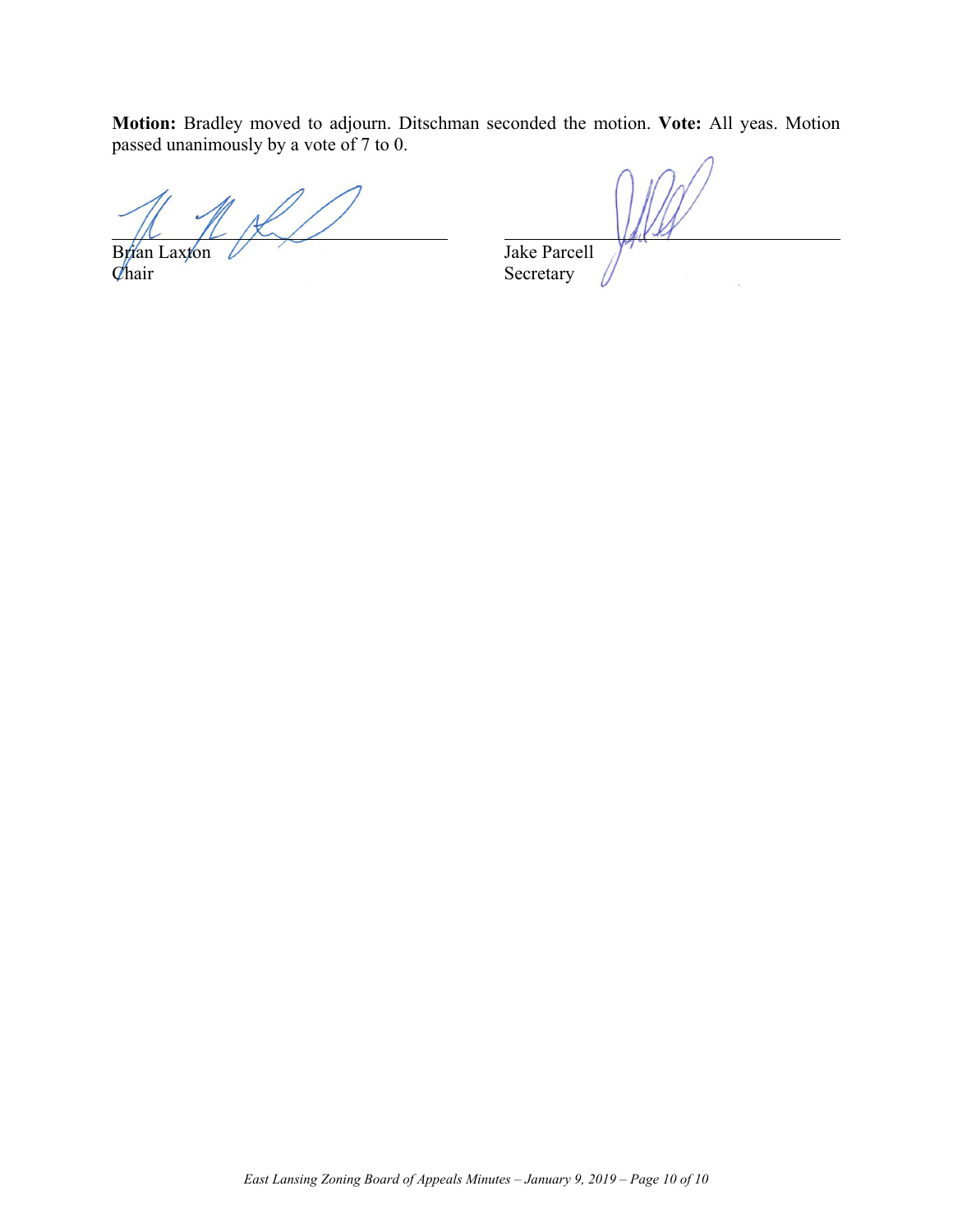**Motion:** Bradley moved to adjourn. Ditschman seconded the motion. **Vote:** All yeas. Motion passed unanimously by a vote of 7 to 0.

Brian Laxton
Chair

Jake Parcell
Secretary